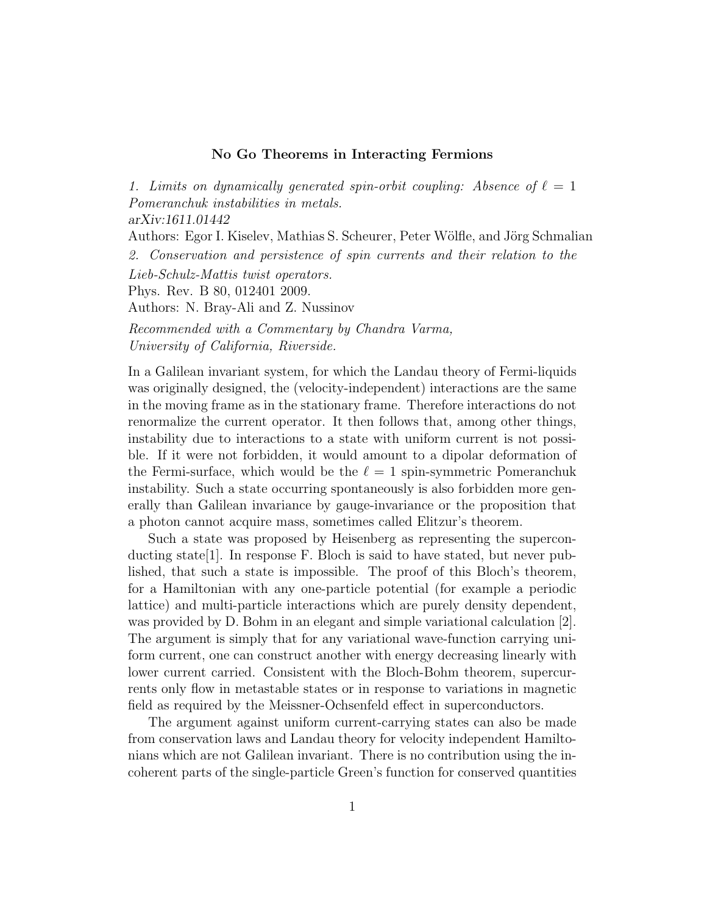# No Go Theorems in Interacting Fermions

*1. Limits on dynamically generated spin-orbit coupling: Absence of $\ell = 1$ Pomeranchuk instabilities in metals.*
*arXiv:1611.01442*
Authors: Egor I. Kiselev, Mathias S. Scheurer, Peter Wölfle, and Jörg Schmalian

*2. Conservation and persistence of spin currents and their relation to the Lieb-Schulz-Mattis twist operators.*
Phys. Rev. B 80, 012401 2009.
Authors: N. Bray-Ali and Z. Nussinov

*Recommended with a Commentary by Chandra Varma, University of California, Riverside.*

In a Galilean invariant system, for which the Landau theory of Fermi-liquids was originally designed, the (velocity-independent) interactions are the same in the moving frame as in the stationary frame. Therefore interactions do not renormalize the current operator. It then follows that, among other things, instability due to interactions to a state with uniform current is not possible. If it were not forbidden, it would amount to a dipolar deformation of the Fermi-surface, which would be the $\ell = 1$ spin-symmetric Pomeranchuk instability. Such a state occurring spontaneously is also forbidden more generally than Galilean invariance by gauge-invariance or the proposition that a photon cannot acquire mass, sometimes called Elitzur's theorem.

Such a state was proposed by Heisenberg as representing the superconducting state[1]. In response F. Bloch is said to have stated, but never published, that such a state is impossible. The proof of this Bloch's theorem, for a Hamiltonian with any one-particle potential (for example a periodic lattice) and multi-particle interactions which are purely density dependent, was provided by D. Bohm in an elegant and simple variational calculation [2]. The argument is simply that for any variational wave-function carrying uniform current, one can construct another with energy decreasing linearly with lower current carried. Consistent with the Bloch-Bohm theorem, supercurrents only flow in metastable states or in response to variations in magnetic field as required by the Meissner-Ochsenfeld effect in superconductors.

The argument against uniform current-carrying states can also be made from conservation laws and Landau theory for velocity independent Hamiltonians which are not Galilean invariant. There is no contribution using the incoherent parts of the single-particle Green's function for conserved quantities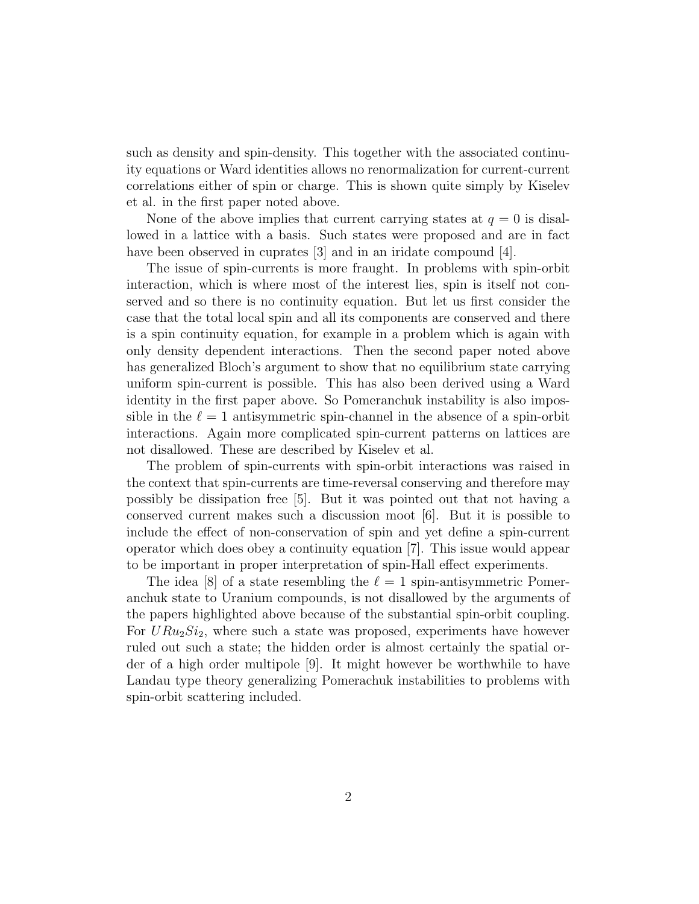such as density and spin-density. This together with the associated continuity equations or Ward identities allows no renormalization for current-current correlations either of spin or charge. This is shown quite simply by Kiselev et al. in the first paper noted above.

None of the above implies that current carrying states at $q = 0$ is disallowed in a lattice with a basis. Such states were proposed and are in fact have been observed in cuprates [3] and in an iridate compound [4].

The issue of spin-currents is more fraught. In problems with spin-orbit interaction, which is where most of the interest lies, spin is itself not conserved and so there is no continuity equation. But let us first consider the case that the total local spin and all its components are conserved and there is a spin continuity equation, for example in a problem which is again with only density dependent interactions. Then the second paper noted above has generalized Bloch's argument to show that no equilibrium state carrying uniform spin-current is possible. This has also been derived using a Ward identity in the first paper above. So Pomeranchuk instability is also impossible in the $\ell = 1$ antisymmetric spin-channel in the absence of a spin-orbit interactions. Again more complicated spin-current patterns on lattices are not disallowed. These are described by Kiselev et al.

The problem of spin-currents with spin-orbit interactions was raised in the context that spin-currents are time-reversal conserving and therefore may possibly be dissipation free [5]. But it was pointed out that not having a conserved current makes such a discussion moot [6]. But it is possible to include the effect of non-conservation of spin and yet define a spin-current operator which does obey a continuity equation [7]. This issue would appear to be important in proper interpretation of spin-Hall effect experiments.

The idea [8] of a state resembling the $\ell = 1$ spin-antisymmetric Pomeranchuk state to Uranium compounds, is not disallowed by the arguments of the papers highlighted above because of the substantial spin-orbit coupling. For $URu_2Si_2$, where such a state was proposed, experiments have however ruled out such a state; the hidden order is almost certainly the spatial order of a high order multipole [9]. It might however be worthwhile to have Landau type theory generalizing Pomerachuk instabilities to problems with spin-orbit scattering included.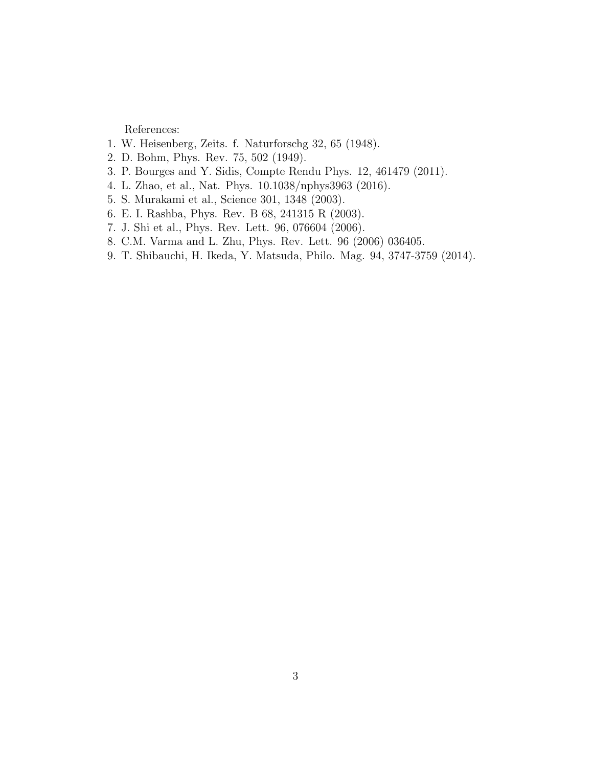References:

1. W. Heisenberg, Zeits. f. Naturforschg 32, 65 (1948).
2. D. Bohm, Phys. Rev. 75, 502 (1949).
3. P. Bourges and Y. Sidis, Compte Rendu Phys. 12, 461479 (2011).
4. L. Zhao, et al., Nat. Phys. 10.1038/nphys3963 (2016).
5. S. Murakami et al., Science 301, 1348 (2003).
6. E. I. Rashba, Phys. Rev. B 68, 241315 R (2003).
7. J. Shi et al., Phys. Rev. Lett. 96, 076604 (2006).
8. C.M. Varma and L. Zhu, Phys. Rev. Lett. 96 (2006) 036405.
9. T. Shibauchi, H. Ikeda, Y. Matsuda, Philo. Mag. 94, 3747-3759 (2014).